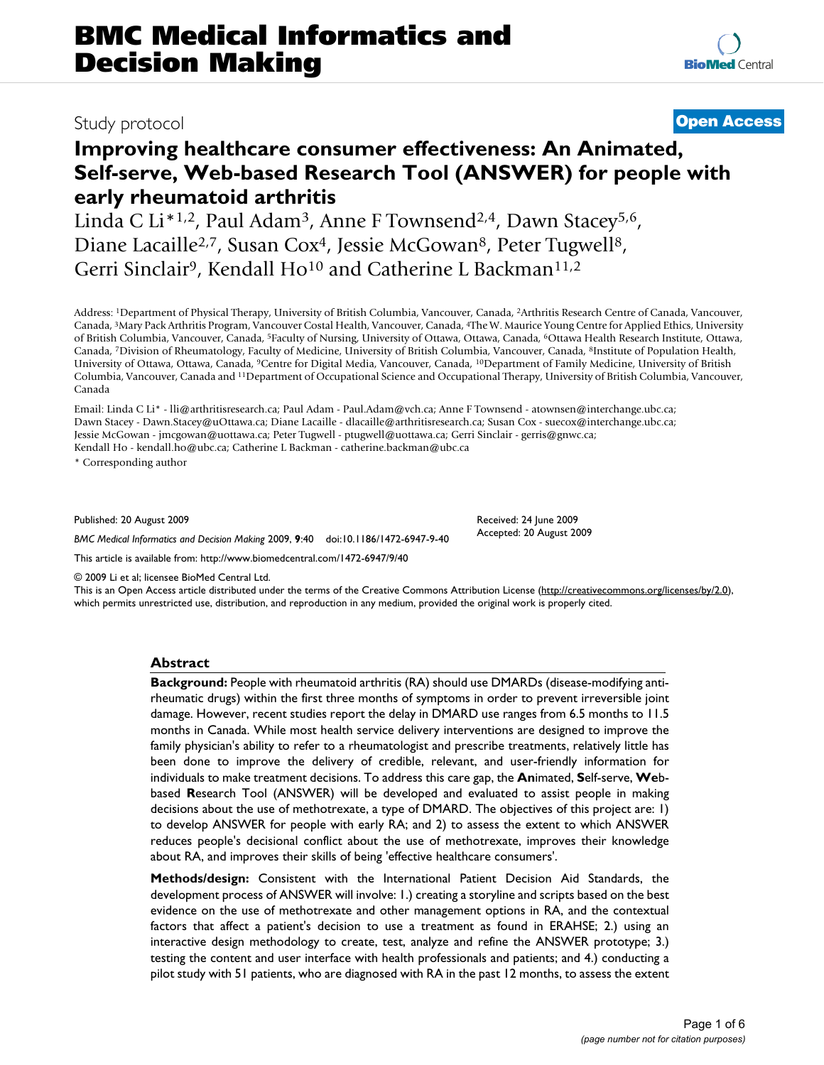# BMC Medical Informatics and Decision Making

Study protocol **Open Access**

## Improving healthcare consumer effectiveness: An Animated, Self-serve, Web-based Research Tool (ANSWER) for people with early rheumatoid arthritis

Linda C Li*[1,2], Paul Adam[3], Anne F Townsend[2,4], Dawn Stacey[5,6], Diane Lacaille[2,7], Susan Cox[4], Jessie McGowan[8], Peter Tugwell[8], Gerri Sinclair[9], Kendall Ho[10] and Catherine L Backman[11,2]

Address: [1]Department of Physical Therapy, University of British Columbia, Vancouver, Canada, [2]Arthritis Research Centre of Canada, Vancouver, Canada, [3]Mary Pack Arthritis Program, Vancouver Costal Health, Vancouver, Canada, [4]The W. Maurice Young Centre for Applied Ethics, University of British Columbia, Vancouver, Canada, [5]Faculty of Nursing, University of Ottawa, Ottawa, Canada, [6]Ottawa Health Research Institute, Ottawa, Canada, [7]Division of Rheumatology, Faculty of Medicine, University of British Columbia, Vancouver, Canada, [8]Institute of Population Health, University of Ottawa, Ottawa, Canada, [9]Centre for Digital Media, Vancouver, Canada, [10]Department of Family Medicine, University of British Columbia, Vancouver, Canada and [11]Department of Occupational Science and Occupational Therapy, University of British Columbia, Vancouver, Canada

Email: Linda C Li* - lli@arthritisresearch.ca; Paul Adam - Paul.Adam@vch.ca; Anne F Townsend - atownsen@interchange.ubc.ca; Dawn Stacey - Dawn.Stacey@uOttawa.ca; Diane Lacaille - dlacaille@arthritisresearch.ca; Susan Cox - suecox@interchange.ubc.ca; Jessie McGowan - jmcgowan@uottawa.ca; Peter Tugwell - ptugwell@uottawa.ca; Gerri Sinclair - gerris@gnwc.ca; Kendall Ho - kendall.ho@ubc.ca; Catherine L Backman - catherine.backman@ubc.ca

\* Corresponding author

Published: 20 August 2009

*BMC Medical Informatics and Decision Making* 2009, **9**:40 doi:10.1186/1472-6947-9-40

Received: 24 June 2009
Accepted: 20 August 2009

This article is available from: http://www.biomedcentral.com/1472-6947/9/40

© 2009 Li et al; licensee BioMed Central Ltd.
This is an Open Access article distributed under the terms of the Creative Commons Attribution License (http://creativecommons.org/licenses/by/2.0), which permits unrestricted use, distribution, and reproduction in any medium, provided the original work is properly cited.

### Abstract

**Background:** People with rheumatoid arthritis (RA) should use DMARDs (disease-modifying anti-rheumatic drugs) within the first three months of symptoms in order to prevent irreversible joint damage. However, recent studies report the delay in DMARD use ranges from 6.5 months to 11.5 months in Canada. While most health service delivery interventions are designed to improve the family physician's ability to refer to a rheumatologist and prescribe treatments, relatively little has been done to improve the delivery of credible, relevant, and user-friendly information for individuals to make treatment decisions. To address this care gap, the **An**imated, **S**elf-serve, **We**b-based **R**esearch Tool (ANSWER) will be developed and evaluated to assist people in making decisions about the use of methotrexate, a type of DMARD. The objectives of this project are: 1) to develop ANSWER for people with early RA; and 2) to assess the extent to which ANSWER reduces people's decisional conflict about the use of methotrexate, improves their knowledge about RA, and improves their skills of being 'effective healthcare consumers'.

**Methods/design:** Consistent with the International Patient Decision Aid Standards, the development process of ANSWER will involve: 1.) creating a storyline and scripts based on the best evidence on the use of methotrexate and other management options in RA, and the contextual factors that affect a patient's decision to use a treatment as found in ERAHSE; 2.) using an interactive design methodology to create, test, analyze and refine the ANSWER prototype; 3.) testing the content and user interface with health professionals and patients; and 4.) conducting a pilot study with 51 patients, who are diagnosed with RA in the past 12 months, to assess the extent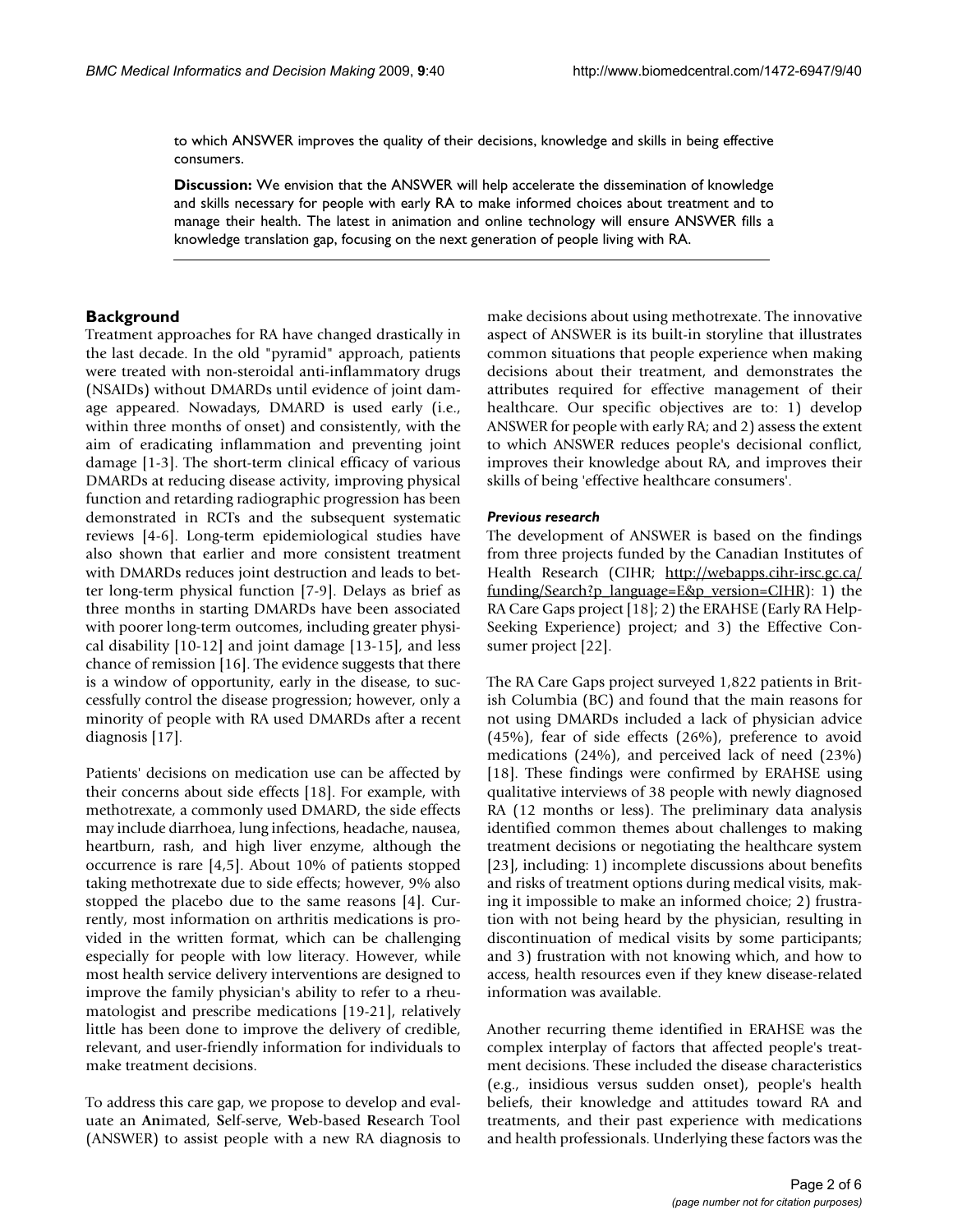to which ANSWER improves the quality of their decisions, knowledge and skills in being effective consumers.

**Discussion:** We envision that the ANSWER will help accelerate the dissemination of knowledge and skills necessary for people with early RA to make informed choices about treatment and to manage their health. The latest in animation and online technology will ensure ANSWER fills a knowledge translation gap, focusing on the next generation of people living with RA.

## Background

Treatment approaches for RA have changed drastically in the last decade. In the old "pyramid" approach, patients were treated with non-steroidal anti-inflammatory drugs (NSAIDs) without DMARDs until evidence of joint damage appeared. Nowadays, DMARD is used early (i.e., within three months of onset) and consistently, with the aim of eradicating inflammation and preventing joint damage [1-3]. The short-term clinical efficacy of various DMARDs at reducing disease activity, improving physical function and retarding radiographic progression has been demonstrated in RCTs and the subsequent systematic reviews [4-6]. Long-term epidemiological studies have also shown that earlier and more consistent treatment with DMARDs reduces joint destruction and leads to better long-term physical function [7-9]. Delays as brief as three months in starting DMARDs have been associated with poorer long-term outcomes, including greater physical disability [10-12] and joint damage [13-15], and less chance of remission [16]. The evidence suggests that there is a window of opportunity, early in the disease, to successfully control the disease progression; however, only a minority of people with RA used DMARDs after a recent diagnosis [17].

Patients' decisions on medication use can be affected by their concerns about side effects [18]. For example, with methotrexate, a commonly used DMARD, the side effects may include diarrhoea, lung infections, headache, nausea, heartburn, rash, and high liver enzyme, although the occurrence is rare [4,5]. About 10% of patients stopped taking methotrexate due to side effects; however, 9% also stopped the placebo due to the same reasons [4]. Currently, most information on arthritis medications is provided in the written format, which can be challenging especially for people with low literacy. However, while most health service delivery interventions are designed to improve the family physician's ability to refer to a rheumatologist and prescribe medications [19-21], relatively little has been done to improve the delivery of credible, relevant, and user-friendly information for individuals to make treatment decisions.

To address this care gap, we propose to develop and evaluate an **An**imated, **S**elf-serve, **We**b-based **R**esearch Tool (ANSWER) to assist people with a new RA diagnosis to make decisions about using methotrexate. The innovative aspect of ANSWER is its built-in storyline that illustrates common situations that people experience when making decisions about their treatment, and demonstrates the attributes required for effective management of their healthcare. Our specific objectives are to: 1) develop ANSWER for people with early RA; and 2) assess the extent to which ANSWER reduces people's decisional conflict, improves their knowledge about RA, and improves their skills of being 'effective healthcare consumers'.

### *Previous research*

The development of ANSWER is based on the findings from three projects funded by the Canadian Institutes of Health Research (CIHR; http://webapps.cihr-irsc.gc.ca/funding/Search?p_language=E&p_version=CIHR): 1) the RA Care Gaps project [18]; 2) the ERAHSE (Early RA Help-Seeking Experience) project; and 3) the Effective Consumer project [22].

The RA Care Gaps project surveyed 1,822 patients in British Columbia (BC) and found that the main reasons for not using DMARDs included a lack of physician advice (45%), fear of side effects (26%), preference to avoid medications (24%), and perceived lack of need (23%) [18]. These findings were confirmed by ERAHSE using qualitative interviews of 38 people with newly diagnosed RA (12 months or less). The preliminary data analysis identified common themes about challenges to making treatment decisions or negotiating the healthcare system [23], including: 1) incomplete discussions about benefits and risks of treatment options during medical visits, making it impossible to make an informed choice; 2) frustration with not being heard by the physician, resulting in discontinuation of medical visits by some participants; and 3) frustration with not knowing which, and how to access, health resources even if they knew disease-related information was available.

Another recurring theme identified in ERAHSE was the complex interplay of factors that affected people's treatment decisions. These included the disease characteristics (e.g., insidious versus sudden onset), people's health beliefs, their knowledge and attitudes toward RA and treatments, and their past experience with medications and health professionals. Underlying these factors was the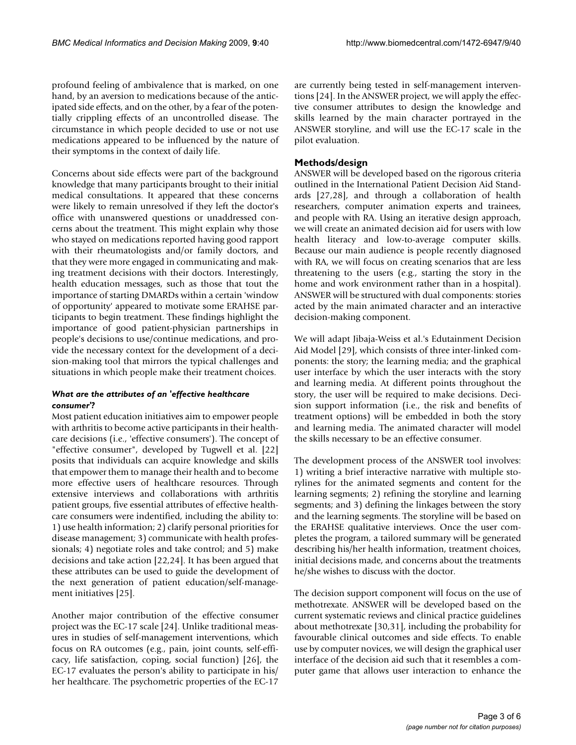profound feeling of ambivalence that is marked, on one hand, by an aversion to medications because of the anticipated side effects, and on the other, by a fear of the potentially crippling effects of an uncontrolled disease. The circumstance in which people decided to use or not use medications appeared to be influenced by the nature of their symptoms in the context of daily life.

Concerns about side effects were part of the background knowledge that many participants brought to their initial medical consultations. It appeared that these concerns were likely to remain unresolved if they left the doctor's office with unanswered questions or unaddressed concerns about the treatment. This might explain why those who stayed on medications reported having good rapport with their rheumatologists and/or family doctors, and that they were more engaged in communicating and making treatment decisions with their doctors. Interestingly, health education messages, such as those that tout the importance of starting DMARDs within a certain 'window of opportunity' appeared to motivate some ERAHSE participants to begin treatment. These findings highlight the importance of good patient-physician partnerships in people's decisions to use/continue medications, and provide the necessary context for the development of a decision-making tool that mirrors the typical challenges and situations in which people make their treatment choices.

#### *What are the attributes of an 'effective healthcare consumer'?*

Most patient education initiatives aim to empower people with arthritis to become active participants in their healthcare decisions (i.e., 'effective consumers'). The concept of "effective consumer", developed by Tugwell et al. [22] posits that individuals can acquire knowledge and skills that empower them to manage their health and to become more effective users of healthcare resources. Through extensive interviews and collaborations with arthritis patient groups, five essential attributes of effective healthcare consumers were indentified, including the ability to: 1) use health information; 2) clarify personal priorities for disease management; 3) communicate with health professionals; 4) negotiate roles and take control; and 5) make decisions and take action [22,24]. It has been argued that these attributes can be used to guide the development of the next generation of patient education/self-management initiatives [25].

Another major contribution of the effective consumer project was the EC-17 scale [24]. Unlike traditional measures in studies of self-management interventions, which focus on RA outcomes (e.g., pain, joint counts, self-efficacy, life satisfaction, coping, social function) [26], the EC-17 evaluates the person's ability to participate in his/her healthcare. The psychometric properties of the EC-17 are currently being tested in self-management interventions [24]. In the ANSWER project, we will apply the effective consumer attributes to design the knowledge and skills learned by the main character portrayed in the ANSWER storyline, and will use the EC-17 scale in the pilot evaluation.

## Methods/design

ANSWER will be developed based on the rigorous criteria outlined in the International Patient Decision Aid Standards [27,28], and through a collaboration of health researchers, computer animation experts and trainees, and people with RA. Using an iterative design approach, we will create an animated decision aid for users with low health literacy and low-to-average computer skills. Because our main audience is people recently diagnosed with RA, we will focus on creating scenarios that are less threatening to the users (e.g., starting the story in the home and work environment rather than in a hospital). ANSWER will be structured with dual components: stories acted by the main animated character and an interactive decision-making component.

We will adapt Jibaja-Weiss et al.'s Edutainment Decision Aid Model [29], which consists of three inter-linked components: the story; the learning media; and the graphical user interface by which the user interacts with the story and learning media. At different points throughout the story, the user will be required to make decisions. Decision support information (i.e., the risk and benefits of treatment options) will be embedded in both the story and learning media. The animated character will model the skills necessary to be an effective consumer.

The development process of the ANSWER tool involves: 1) writing a brief interactive narrative with multiple storylines for the animated segments and content for the learning segments; 2) refining the storyline and learning segments; and 3) defining the linkages between the story and the learning segments. The storyline will be based on the ERAHSE qualitative interviews. Once the user completes the program, a tailored summary will be generated describing his/her health information, treatment choices, initial decisions made, and concerns about the treatments he/she wishes to discuss with the doctor.

The decision support component will focus on the use of methotrexate. ANSWER will be developed based on the current systematic reviews and clinical practice guidelines about methotrexate [30,31], including the probability for favourable clinical outcomes and side effects. To enable use by computer novices, we will design the graphical user interface of the decision aid such that it resembles a computer game that allows user interaction to enhance the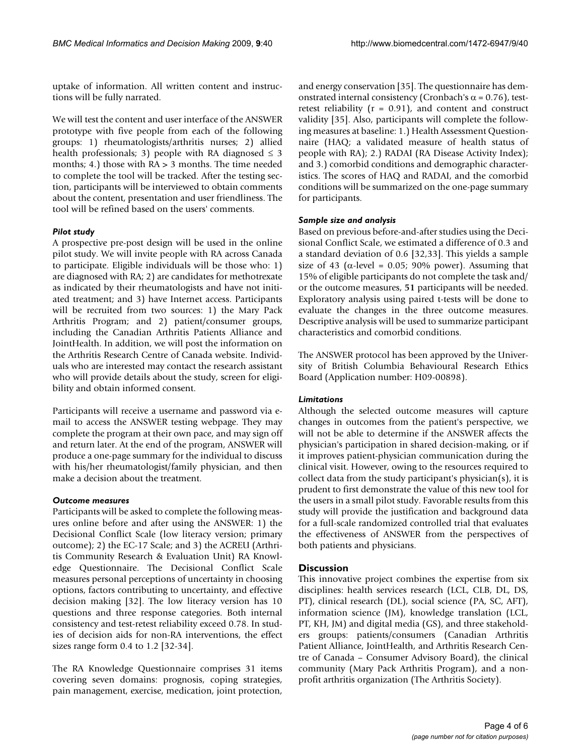uptake of information. All written content and instructions will be fully narrated.

We will test the content and user interface of the ANSWER prototype with five people from each of the following groups: 1) rheumatologists/arthritis nurses; 2) allied health professionals; 3) people with RA diagnosed ≤ 3 months; 4.) those with RA > 3 months. The time needed to complete the tool will be tracked. After the testing section, participants will be interviewed to obtain comments about the content, presentation and user friendliness. The tool will be refined based on the users' comments.

### *Pilot study*

A prospective pre-post design will be used in the online pilot study. We will invite people with RA across Canada to participate. Eligible individuals will be those who: 1) are diagnosed with RA; 2) are candidates for methotrexate as indicated by their rheumatologists and have not initiated treatment; and 3) have Internet access. Participants will be recruited from two sources: 1) the Mary Pack Arthritis Program; and 2) patient/consumer groups, including the Canadian Arthritis Patients Alliance and JointHealth. In addition, we will post the information on the Arthritis Research Centre of Canada website. Individuals who are interested may contact the research assistant who will provide details about the study, screen for eligibility and obtain informed consent.

Participants will receive a username and password via e-mail to access the ANSWER testing webpage. They may complete the program at their own pace, and may sign off and return later. At the end of the program, ANSWER will produce a one-page summary for the individual to discuss with his/her rheumatologist/family physician, and then make a decision about the treatment.

### *Outcome measures*

Participants will be asked to complete the following measures online before and after using the ANSWER: 1) the Decisional Conflict Scale (low literacy version; primary outcome); 2) the EC-17 Scale; and 3) the ACREU (Arthritis Community Research & Evaluation Unit) RA Knowledge Questionnaire. The Decisional Conflict Scale measures personal perceptions of uncertainty in choosing options, factors contributing to uncertainty, and effective decision making [32]. The low literacy version has 10 questions and three response categories. Both internal consistency and test-retest reliability exceed 0.78. In studies of decision aids for non-RA interventions, the effect sizes range form 0.4 to 1.2 [32-34].

The RA Knowledge Questionnaire comprises 31 items covering seven domains: prognosis, coping strategies, pain management, exercise, medication, joint protection, and energy conservation [35]. The questionnaire has demonstrated internal consistency (Cronbach's $\alpha = 0.76$), test-retest reliability ($r = 0.91$), and content and construct validity [35]. Also, participants will complete the following measures at baseline: 1.) Health Assessment Questionnaire (HAQ; a validated measure of health status of people with RA); 2.) RADAI (RA Disease Activity Index); and 3.) comorbid conditions and demographic characteristics. The scores of HAQ and RADAI, and the comorbid conditions will be summarized on the one-page summary for participants.

### *Sample size and analysis*

Based on previous before-and-after studies using the Decisional Conflict Scale, we estimated a difference of 0.3 and a standard deviation of 0.6 [32,33]. This yields a sample size of 43 ($\alpha$-level = 0.05; 90% power). Assuming that 15% of eligible participants do not complete the task and/or the outcome measures, **51** participants will be needed. Exploratory analysis using paired t-tests will be done to evaluate the changes in the three outcome measures. Descriptive analysis will be used to summarize participant characteristics and comorbid conditions.

The ANSWER protocol has been approved by the University of British Columbia Behavioural Research Ethics Board (Application number: H09-00898).

### *Limitations*

Although the selected outcome measures will capture changes in outcomes from the patient's perspective, we will not be able to determine if the ANSWER affects the physician's participation in shared decision-making, or if it improves patient-physician communication during the clinical visit. However, owing to the resources required to collect data from the study participant's physician(s), it is prudent to first demonstrate the value of this new tool for the users in a small pilot study. Favorable results from this study will provide the justification and background data for a full-scale randomized controlled trial that evaluates the effectiveness of ANSWER from the perspectives of both patients and physicians.

## Discussion

This innovative project combines the expertise from six disciplines: health services research (LCL, CLB, DL, DS, PT), clinical research (DL), social science (PA, SC, AFT), information science (JM), knowledge translation (LCL, PT, KH, JM) and digital media (GS), and three stakeholders groups: patients/consumers (Canadian Arthritis Patient Alliance, JointHealth, and Arthritis Research Centre of Canada – Consumer Advisory Board), the clinical community (Mary Pack Arthritis Program), and a non-profit arthritis organization (The Arthritis Society).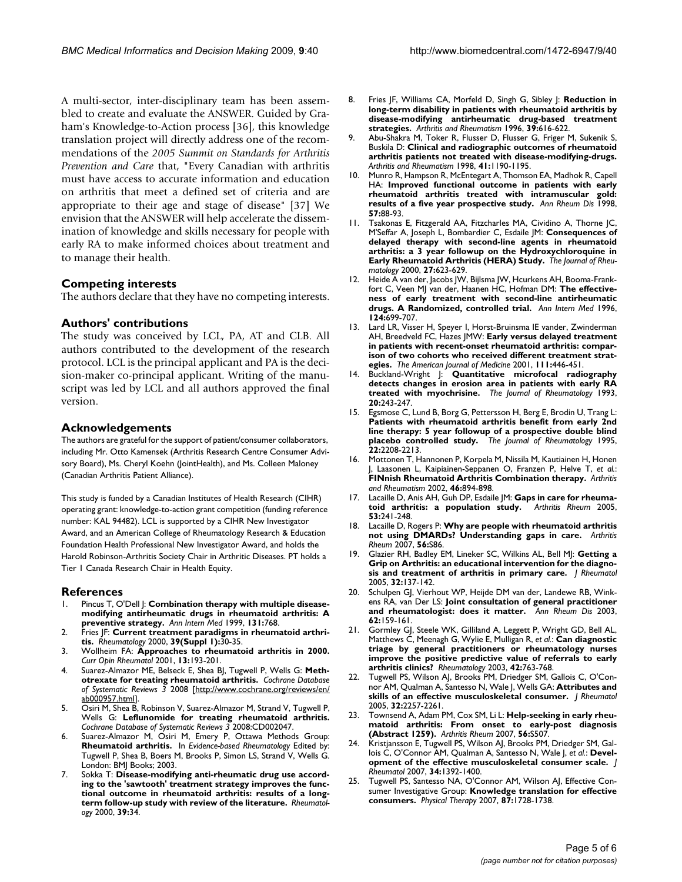A multi-sector, inter-disciplinary team has been assembled to create and evaluate the ANSWER. Guided by Graham's Knowledge-to-Action process [36], this knowledge translation project will directly address one of the recommendations of the *2005 Summit on Standards for Arthritis Prevention and Care* that, "Every Canadian with arthritis must have access to accurate information and education on arthritis that meet a defined set of criteria and are appropriate to their age and stage of disease" [37] We envision that the ANSWER will help accelerate the dissemination of knowledge and skills necessary for people with early RA to make informed choices about treatment and to manage their health.

## Competing interests

The authors declare that they have no competing interests.

## Authors' contributions

The study was conceived by LCL, PA, AT and CLB. All authors contributed to the development of the research protocol. LCL is the principal applicant and PA is the decision-maker co-principal applicant. Writing of the manuscript was led by LCL and all authors approved the final version.

## Acknowledgements

The authors are grateful for the support of patient/consumer collaborators, including Mr. Otto Kamensek (Arthritis Research Centre Consumer Advisory Board), Ms. Cheryl Koehn (JointHealth), and Ms. Colleen Maloney (Canadian Arthritis Patient Alliance).

This study is funded by a Canadian Institutes of Health Research (CIHR) operating grant: knowledge-to-action grant competition (funding reference number: KAL 94482). LCL is supported by a CIHR New Investigator Award, and an American College of Rheumatology Research & Education Foundation Health Professional New Investigator Award, and holds the Harold Robinson-Arthritis Society Chair in Arthritic Diseases. PT holds a Tier 1 Canada Research Chair in Health Equity.

## References

1. Pincus T, O'Dell J: **Combination therapy with multiple disease-modifying antirheumatic drugs in rheumatoid arthritis: A preventive strategy.** *Ann Intern Med* 1999, **131:**768.
2. Fries JF: **Current treatment paradigms in rheumatoid arthritis.** *Rheumatology* 2000, **39(Suppl 1):**30-35.
3. Wollheim FA: **Approaches to rheumatoid arthritis in 2000.** *Curr Opin Rheumatol* 2001, **13:**193-201.
4. Suarez-Almazor ME, Belseck E, Shea BJ, Tugwell P, Wells G: **Methotrexate for treating rheumatoid arthritis.** *Cochrane Database of Systematic Reviews 3* 2008 [http://www.cochrane.org/reviews/en/ab000957.html].
5. Osiri M, Shea B, Robinson V, Suarez-Almazor M, Strand V, Tugwell P, Wells G: **Leflunomide for treating rheumatoid arthritis.** *Cochrane Database of Systematic Reviews 3* 2008:CD002047.
6. Suarez-Almazor M, Osiri M, Emery P, Ottawa Methods Group: **Rheumatoid arthritis.** In *Evidence-based Rheumatology* Edited by: Tugwell P, Shea B, Boers M, Brooks P, Simon LS, Strand V, Wells G. London: BMJ Books; 2003.
7. Sokka T: **Disease-modifying anti-rheumatic drug use according to the 'sawtooth' treatment strategy improves the functional outcome in rheumatoid arthritis: results of a long-term follow-up study with review of the literature.** *Rheumatology* 2000, **39:**34.
8. Fries JF, Williams CA, Morfeld D, Singh G, Sibley J: **Reduction in long-term disability in patients with rheumatoid arthritis by disease-modifying antirheumatic drug-based treatment strategies.** *Arthritis and Rheumatism* 1996, **39:**616-622.
9. Abu-Shakra M, Toker R, Flusser D, Flusser G, Friger M, Sukenik S, Buskila D: **Clinical and radiographic outcomes of rheumatoid arthritis patients not treated with disease-modifying-drugs.** *Arthritis and Rheumatism* 1998, **41:**1190-1195.
10. Munro R, Hampson R, McEntegart A, Thomson EA, Madhok R, Capell HA: **Improved functional outcome in patients with early rheumatoid arthritis treated with intramuscular gold: results of a five year prospective study.** *Ann Rheum Dis* 1998, **57:**88-93.
11. Tsakonas E, Fitzgerald AA, Fitzcharles MA, Cividino A, Thorne JC, M'Seffar A, Joseph L, Bombardier C, Esdaile JM: **Consequences of delayed therapy with second-line agents in rheumatoid arthritis: a 3 year followup on the Hydroxychloroquine in Early Rheumatoid Arthritis (HERA) Study.** *The Journal of Rheumatology* 2000, **27:**623-629.
12. Heide A van der, Jacobs JW, Bijlsma JW, Hcurkens AH, Booma-Frankfort C, Veen MJ van der, Haanen HC, Hofman DM: **The effectiveness of early treatment with second-line antirheumatic drugs. A Randomized, controlled trial.** *Ann Intern Med* 1996, **124:**699-707.
13. Lard LR, Visser H, Speyer I, Horst-Bruinsma IE vander, Zwinderman AH, Breedveld FC, Hazes JMW: **Early versus delayed treatment in patients with recent-onset rheumatoid arthritis: comparison of two cohorts who received different treatment strategies.** *The American Journal of Medicine* 2001, **111:**446-451.
14. Buckland-Wright J: **Quantitative microfocal radiography detects changes in erosion area in patients with early RA treated with myochrisine.** *The Journal of Rheumatology* 1993, **20:**243-247.
15. Egsmose C, Lund B, Borg G, Pettersson H, Berg E, Brodin U, Trang L: **Patients with rheumatoid arthritis benefit from early 2nd line therapy: 5 year followup of a prospective double blind placebo controlled study.** *The Journal of Rheumatology* 1995, **22:**2208-2213.
16. Mottonen T, Hannonen P, Korpela M, Nissila M, Kautiainen H, Honen J, Laasonen L, Kaipiainen-Seppanen O, Franzen P, Helve T, *et al.*: **FINnish Rheumatoid Arthritis Combination therapy.** *Arthritis and Rheumatism* 2002, **46:**894-898.
17. Lacaille D, Anis AH, Guh DP, Esdaile JM: **Gaps in care for rheumatoid arthritis: a population study.** *Arthritis Rheum* 2005, **53:**241-248.
18. Lacaille D, Rogers P: **Why are people with rheumatoid arthritis not using DMARDs? Understanding gaps in care.** *Arthritis Rheum* 2007, **56:**S86.
19. Glazier RH, Badley EM, Lineker SC, Wilkins AL, Bell MJ: **Getting a Grip on Arthritis: an educational intervention for the diagnosis and treatment of arthritis in primary care.** *J Rheumatol* 2005, **32:**137-142.
20. Schulpen GJ, Vierhout WP, Heijde DM van der, Landewe RB, Winkens RA, van Der LS: **Joint consultation of general practitioner and rheumatologist: does it matter.** *Ann Rheum Dis* 2003, **62:**159-161.
21. Gormley GJ, Steele WK, Gilliland A, Leggett P, Wright GD, Bell AL, Matthews C, Meenagh G, Wylie E, Mulligan R, *et al.*: **Can diagnostic triage by general practitioners or rheumatology nurses improve the positive predictive value of referrals to early arthritis clinics?** *Rheumatology* 2003, **42:**763-768.
22. Tugwell PS, Wilson AJ, Brooks PM, Driedger SM, Gallois C, O'Connor AM, Qualman A, Santesso N, Wale J, Wells GA: **Attributes and skills of an effective musculoskeletal consumer.** *J Rheumatol* 2005, **32:**2257-2261.
23. Townsend A, Adam PM, Cox SM, Li L: **Help-seeking in early rheumatoid arthritis: From onset to early-post diagnosis (Abstract 1259).** *Arthritis Rheum* 2007, **56:**S507.
24. Kristjansson E, Tugwell PS, Wilson AJ, Brooks PM, Driedger SM, Gallois C, O'Connor AM, Qualman A, Santesso N, Wale J, *et al.*: **Development of the effective musculoskeletal consumer scale.** *J Rheumatol* 2007, **34:**1392-1400.
25. Tugwell PS, Santesso NA, O'Connor AM, Wilson AJ, Effective Consumer Investigative Group: **Knowledge translation for effective consumers.** *Physical Therapy* 2007, **87:**1728-1738.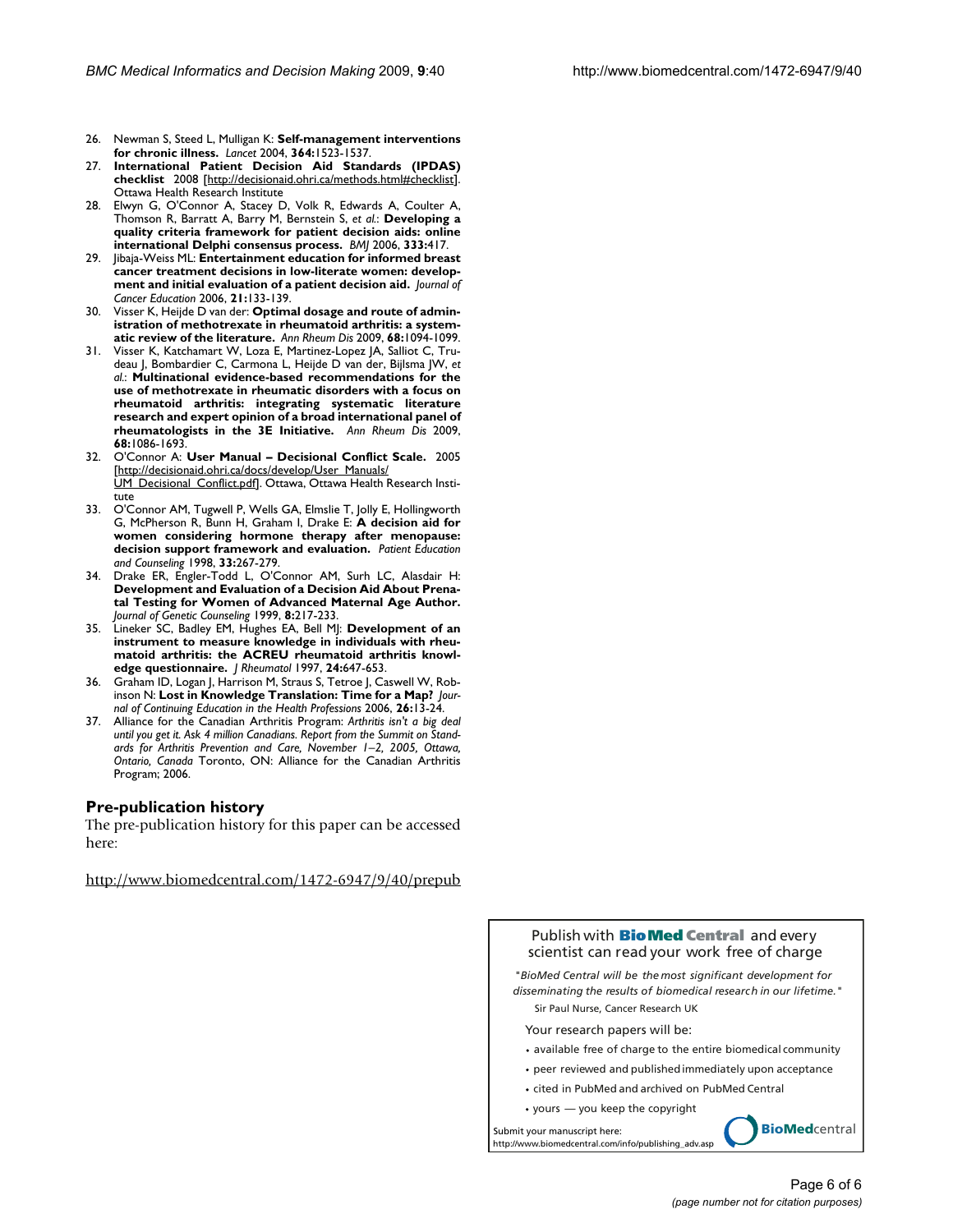26. Newman S, Steed L, Mulligan K: **Self-management interventions for chronic illness.** *Lancet* 2004, **364:**1523-1537.
27. **International Patient Decision Aid Standards (IPDAS) checklist** 2008 [http://decisionaid.ohri.ca/methods.html#checklist]. Ottawa Health Research Institute
28. Elwyn G, O'Connor A, Stacey D, Volk R, Edwards A, Coulter A, Thomson R, Barratt A, Barry M, Bernstein S, *et al.*: **Developing a quality criteria framework for patient decision aids: online international Delphi consensus process.** *BMJ* 2006, **333:**417.
29. Jibaja-Weiss ML: **Entertainment education for informed breast cancer treatment decisions in low-literate women: development and initial evaluation of a patient decision aid.** *Journal of Cancer Education* 2006, **21:**133-139.
30. Visser K, Heijde D van der: **Optimal dosage and route of administration of methotrexate in rheumatoid arthritis: a systematic review of the literature.** *Ann Rheum Dis* 2009, **68:**1094-1099.
31. Visser K, Katchamart W, Loza E, Martinez-Lopez JA, Salliot C, Trudeau J, Bombardier C, Carmona L, Heijde D van der, Bijlsma JW, *et al.*: **Multinational evidence-based recommendations for the use of methotrexate in rheumatic disorders with a focus on rheumatoid arthritis: integrating systematic literature research and expert opinion of a broad international panel of rheumatologists in the 3E Initiative.** *Ann Rheum Dis* 2009, **68:**1086-1693.
32. O'Connor A: **User Manual – Decisional Conflict Scale.** 2005 [http://decisionaid.ohri.ca/docs/develop/User_Manuals/UM_Decisional_Conflict.pdf]. Ottawa, Ottawa Health Research Institute
33. O'Connor AM, Tugwell P, Wells GA, Elmslie T, Jolly E, Hollingworth G, McPherson R, Bunn H, Graham I, Drake E: **A decision aid for women considering hormone therapy after menopause: decision support framework and evaluation.** *Patient Education and Counseling* 1998, **33:**267-279.
34. Drake ER, Engler-Todd L, O'Connor AM, Surh LC, Alasdair H: **Development and Evaluation of a Decision Aid About Prenatal Testing for Women of Advanced Maternal Age Author.** *Journal of Genetic Counseling* 1999, **8:**217-233.
35. Lineker SC, Badley EM, Hughes EA, Bell MJ: **Development of an instrument to measure knowledge in individuals with rheumatoid arthritis: the ACREU rheumatoid arthritis knowledge questionnaire.** *J Rheumatol* 1997, **24:**647-653.
36. Graham ID, Logan J, Harrison M, Straus S, Tetroe J, Caswell W, Robinson N: **Lost in Knowledge Translation: Time for a Map?** *Journal of Continuing Education in the Health Professions* 2006, **26:**13-24.
37. Alliance for the Canadian Arthritis Program: *Arthritis isn't a big deal until you get it. Ask 4 million Canadians. Report from the Summit on Standards for Arthritis Prevention and Care, November 1–2, 2005, Ottawa, Ontario, Canada* Toronto, ON: Alliance for the Canadian Arthritis Program; 2006.

## Pre-publication history

The pre-publication history for this paper can be accessed here:

http://www.biomedcentral.com/1472-6947/9/40/prepub

Publish with **BioMed Central** and every scientist can read your work free of charge

*"BioMed Central will be the most significant development for disseminating the results of biomedical research in our lifetime."*

Sir Paul Nurse, Cancer Research UK

Your research papers will be:

- available free of charge to the entire biomedical community
- peer reviewed and published immediately upon acceptance
- cited in PubMed and archived on PubMed Central
- yours — you keep the copyright

Submit your manuscript here:
http://www.biomedcentral.com/info/publishing_adv.asp

BioMedcentral